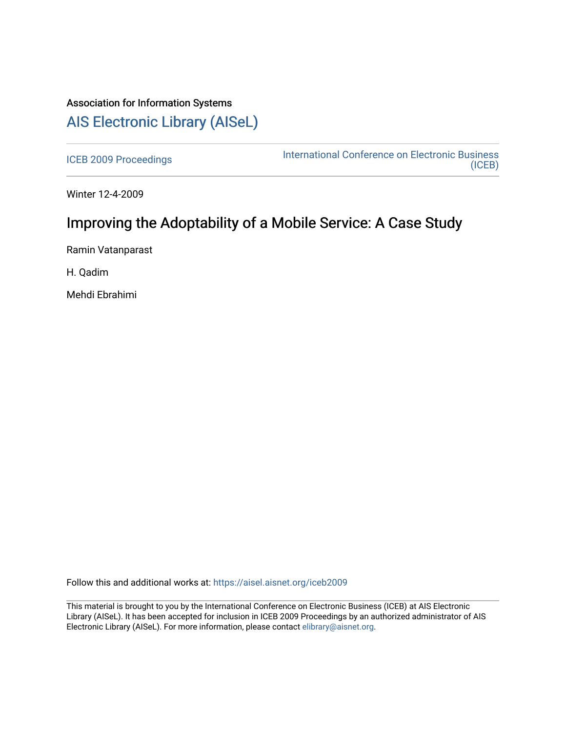Association for Information Systems

# AIS Electronic Library (AISeL)

ICEB 2009 Proceedings

International Conference on Electronic Business (ICEB)

Winter 12-4-2009

## Improving the Adoptability of a Mobile Service: A Case Study

Ramin Vatanparast

H. Qadim

Mehdi Ebrahimi

Follow this and additional works at: https://aisel.aisnet.org/iceb2009

This material is brought to you by the International Conference on Electronic Business (ICEB) at AIS Electronic Library (AISeL). It has been accepted for inclusion in ICEB 2009 Proceedings by an authorized administrator of AIS Electronic Library (AISeL). For more information, please contact elibrary@aisnet.org.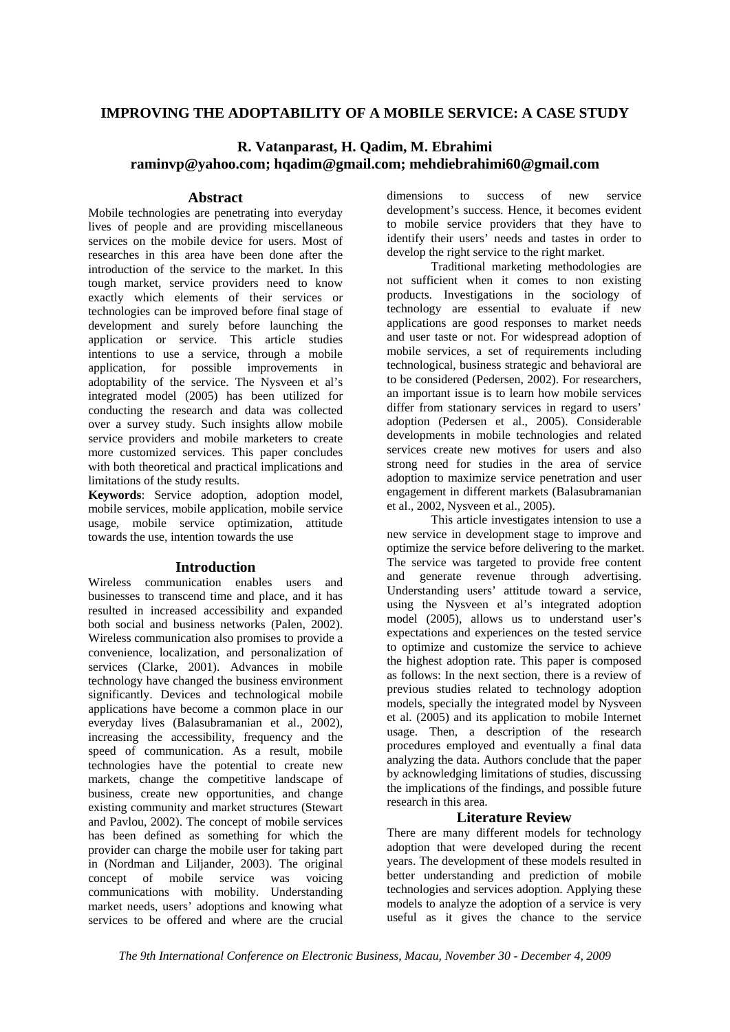# IMPROVING THE ADOPTABILITY OF A MOBILE SERVICE: A CASE STUDY

**R. Vatanparast, H. Qadim, M. Ebrahimi**
**raminvp@yahoo.com; hqadim@gmail.com; mehdiebrahimi60@gmail.com**

## Abstract

Mobile technologies are penetrating into everyday lives of people and are providing miscellaneous services on the mobile device for users. Most of researches in this area have been done after the introduction of the service to the market. In this tough market, service providers need to know exactly which elements of their services or technologies can be improved before final stage of development and surely before launching the application or service. This article studies intentions to use a service, through a mobile application, for possible improvements in adoptability of the service. The Nysveen et al's integrated model (2005) has been utilized for conducting the research and data was collected over a survey study. Such insights allow mobile service providers and mobile marketers to create more customized services. This paper concludes with both theoretical and practical implications and limitations of the study results.

**Keywords**: Service adoption, adoption model, mobile services, mobile application, mobile service usage, mobile service optimization, attitude towards the use, intention towards the use

## Introduction

Wireless communication enables users and businesses to transcend time and place, and it has resulted in increased accessibility and expanded both social and business networks (Palen, 2002). Wireless communication also promises to provide a convenience, localization, and personalization of services (Clarke, 2001). Advances in mobile technology have changed the business environment significantly. Devices and technological mobile applications have become a common place in our everyday lives (Balasubramanian et al., 2002), increasing the accessibility, frequency and the speed of communication. As a result, mobile technologies have the potential to create new markets, change the competitive landscape of business, create new opportunities, and change existing community and market structures (Stewart and Pavlou, 2002). The concept of mobile services has been defined as something for which the provider can charge the mobile user for taking part in (Nordman and Liljander, 2003). The original concept of mobile service was voicing communications with mobility. Understanding market needs, users' adoptions and knowing what services to be offered and where are the crucial dimensions to success of new service development's success. Hence, it becomes evident to mobile service providers that they have to identify their users' needs and tastes in order to develop the right service to the right market.

Traditional marketing methodologies are not sufficient when it comes to non existing products. Investigations in the sociology of technology are essential to evaluate if new applications are good responses to market needs and user taste or not. For widespread adoption of mobile services, a set of requirements including technological, business strategic and behavioral are to be considered (Pedersen, 2002). For researchers, an important issue is to learn how mobile services differ from stationary services in regard to users' adoption (Pedersen et al., 2005). Considerable developments in mobile technologies and related services create new motives for users and also strong need for studies in the area of service adoption to maximize service penetration and user engagement in different markets (Balasubramanian et al., 2002, Nysveen et al., 2005).

This article investigates intension to use a new service in development stage to improve and optimize the service before delivering to the market. The service was targeted to provide free content and generate revenue through advertising. Understanding users' attitude toward a service, using the Nysveen et al's integrated adoption model (2005), allows us to understand user's expectations and experiences on the tested service to optimize and customize the service to achieve the highest adoption rate. This paper is composed as follows: In the next section, there is a review of previous studies related to technology adoption models, specially the integrated model by Nysveen et al. (2005) and its application to mobile Internet usage. Then, a description of the research procedures employed and eventually a final data analyzing the data. Authors conclude that the paper by acknowledging limitations of studies, discussing the implications of the findings, and possible future research in this area.

## Literature Review

There are many different models for technology adoption that were developed during the recent years. The development of these models resulted in better understanding and prediction of mobile technologies and services adoption. Applying these models to analyze the adoption of a service is very useful as it gives the chance to the service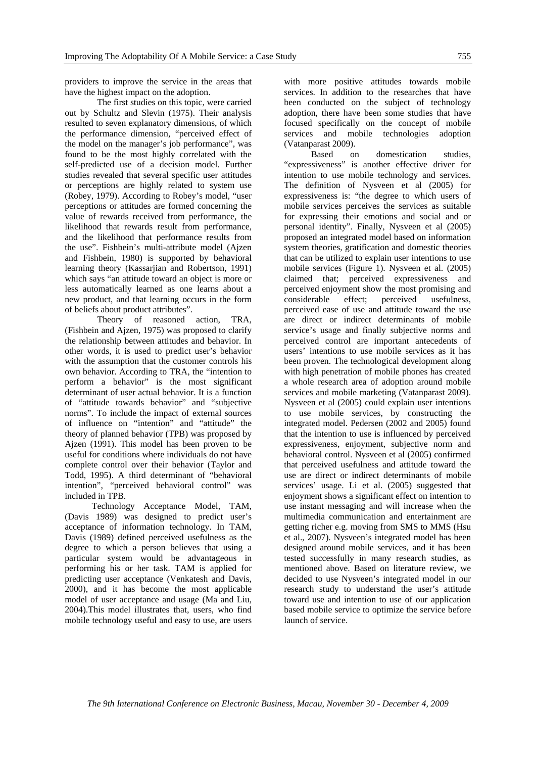providers to improve the service in the areas that have the highest impact on the adoption.

The first studies on this topic, were carried out by Schultz and Slevin (1975). Their analysis resulted to seven explanatory dimensions, of which the performance dimension, "perceived effect of the model on the manager's job performance", was found to be the most highly correlated with the self-predicted use of a decision model. Further studies revealed that several specific user attitudes or perceptions are highly related to system use (Robey, 1979). According to Robey's model, "user perceptions or attitudes are formed concerning the value of rewards received from performance, the likelihood that rewards result from performance, and the likelihood that performance results from the use". Fishbein's multi-attribute model (Ajzen and Fishbein, 1980) is supported by behavioral learning theory (Kassarjian and Robertson, 1991) which says "an attitude toward an object is more or less automatically learned as one learns about a new product, and that learning occurs in the form of beliefs about product attributes".

Theory of reasoned action, TRA, (Fishbein and Ajzen, 1975) was proposed to clarify the relationship between attitudes and behavior. In other words, it is used to predict user's behavior with the assumption that the customer controls his own behavior. According to TRA, the "intention to perform a behavior" is the most significant determinant of user actual behavior. It is a function of "attitude towards behavior" and "subjective norms". To include the impact of external sources of influence on "intention" and "attitude" the theory of planned behavior (TPB) was proposed by Ajzen (1991). This model has been proven to be useful for conditions where individuals do not have complete control over their behavior (Taylor and Todd, 1995). A third determinant of "behavioral intention", "perceived behavioral control" was included in TPB.

Technology Acceptance Model, TAM, (Davis 1989) was designed to predict user's acceptance of information technology. In TAM, Davis (1989) defined perceived usefulness as the degree to which a person believes that using a particular system would be advantageous in performing his or her task. TAM is applied for predicting user acceptance (Venkatesh and Davis, 2000), and it has become the most applicable model of user acceptance and usage (Ma and Liu, 2004).This model illustrates that, users, who find mobile technology useful and easy to use, are users with more positive attitudes towards mobile services. In addition to the researches that have been conducted on the subject of technology adoption, there have been some studies that have focused specifically on the concept of mobile services and mobile technologies adoption (Vatanparast 2009).

Based on domestication studies, "expressiveness" is another effective driver for intention to use mobile technology and services. The definition of Nysveen et al (2005) for expressiveness is: "the degree to which users of mobile services perceives the services as suitable for expressing their emotions and social and or personal identity". Finally, Nysveen et al (2005) proposed an integrated model based on information system theories, gratification and domestic theories that can be utilized to explain user intentions to use mobile services (Figure 1). Nysveen et al. (2005) claimed that; perceived expressiveness and perceived enjoyment show the most promising and considerable effect; perceived usefulness, perceived ease of use and attitude toward the use are direct or indirect determinants of mobile service's usage and finally subjective norms and perceived control are important antecedents of users' intentions to use mobile services as it has been proven. The technological development along with high penetration of mobile phones has created a whole research area of adoption around mobile services and mobile marketing (Vatanparast 2009). Nysveen et al (2005) could explain user intentions to use mobile services, by constructing the integrated model. Pedersen (2002 and 2005) found that the intention to use is influenced by perceived expressiveness, enjoyment, subjective norm and behavioral control. Nysveen et al (2005) confirmed that perceived usefulness and attitude toward the use are direct or indirect determinants of mobile services' usage. Li et al. (2005) suggested that enjoyment shows a significant effect on intention to use instant messaging and will increase when the multimedia communication and entertainment are getting richer e.g. moving from SMS to MMS (Hsu et al., 2007). Nysveen's integrated model has been designed around mobile services, and it has been tested successfully in many research studies, as mentioned above. Based on literature review, we decided to use Nysveen's integrated model in our research study to understand the user's attitude toward use and intention to use of our application based mobile service to optimize the service before launch of service.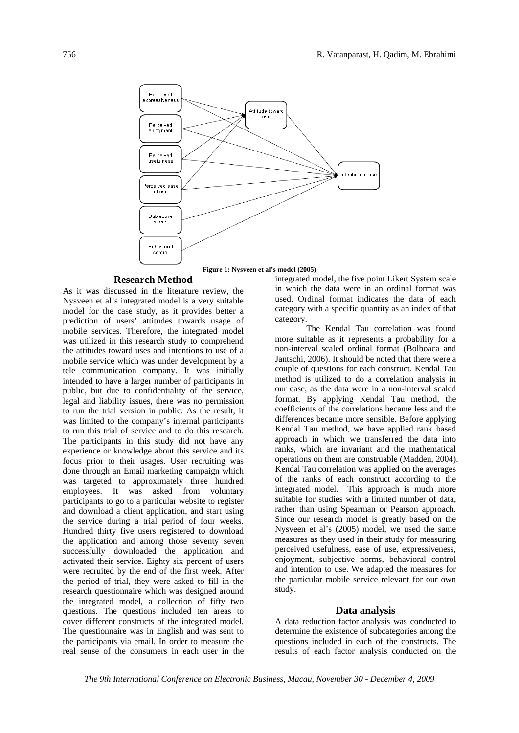Figure 1: Nysveen et al's model (2005)

## Research Method

As it was discussed in the literature review, the Nysveen et al's integrated model is a very suitable model for the case study, as it provides better a prediction of users' attitudes towards usage of mobile services. Therefore, the integrated model was utilized in this research study to comprehend the attitudes toward uses and intentions to use of a mobile service which was under development by a tele communication company. It was initially intended to have a larger number of participants in public, but due to confidentiality of the service, legal and liability issues, there was no permission to run the trial version in public. As the result, it was limited to the company's internal participants to run this trial of service and to do this research. The participants in this study did not have any experience or knowledge about this service and its focus prior to their usages. User recruiting was done through an Email marketing campaign which was targeted to approximately three hundred employees. It was asked from voluntary participants to go to a particular website to register and download a client application, and start using the service during a trial period of four weeks. Hundred thirty five users registered to download the application and among those seventy seven successfully downloaded the application and activated their service. Eighty six percent of users were recruited by the end of the first week. After the period of trial, they were asked to fill in the research questionnaire which was designed around the integrated model, a collection of fifty two questions. The questions included ten areas to cover different constructs of the integrated model. The questionnaire was in English and was sent to the participants via email. In order to measure the real sense of the consumers in each user in the integrated model, the five point Likert System scale in which the data were in an ordinal format was used. Ordinal format indicates the data of each category with a specific quantity as an index of that category.

The Kendal Tau correlation was found more suitable as it represents a probability for a non-interval scaled ordinal format (Bolboaca and Jantschi, 2006). It should be noted that there were a couple of questions for each construct. Kendal Tau method is utilized to do a correlation analysis in our case, as the data were in a non-interval scaled format. By applying Kendal Tau method, the coefficients of the correlations became less and the differences became more sensible. Before applying Kendal Tau method, we have applied rank based approach in which we transferred the data into ranks, which are invariant and the mathematical operations on them are construable (Madden, 2004). Kendal Tau correlation was applied on the averages of the ranks of each construct according to the integrated model. This approach is much more suitable for studies with a limited number of data, rather than using Spearman or Pearson approach. Since our research model is greatly based on the Nysveen et al's (2005) model, we used the same measures as they used in their study for measuring perceived usefulness, ease of use, expressiveness, enjoyment, subjective norms, behavioral control and intention to use. We adapted the measures for the particular mobile service relevant for our own study.

## Data analysis

A data reduction factor analysis was conducted to determine the existence of subcategories among the questions included in each of the constructs. The results of each factor analysis conducted on the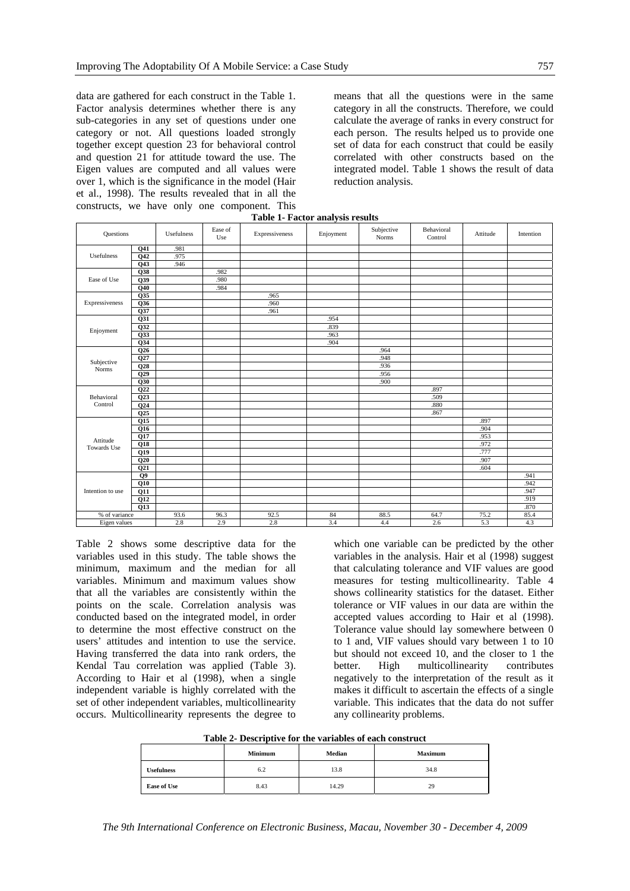data are gathered for each construct in the Table 1. Factor analysis determines whether there is any sub-categories in any set of questions under one category or not. All questions loaded strongly together except question 23 for behavioral control and question 21 for attitude toward the use. The Eigen values are computed and all values were over 1, which is the significance in the model (Hair et al., 1998). The results revealed that in all the constructs, we have only one component. This means that all the questions were in the same category in all the constructs. Therefore, we could calculate the average of ranks in every construct for each person. The results helped us to provide one set of data for each construct that could be easily correlated with other constructs based on the integrated model. Table 1 shows the result of data reduction analysis.

**Table 1- Factor analysis results**

| Questions | | Usefulness | Ease of Use | Expressiveness | Enjoyment | Subjective Norms | Behavioral Control | Attitude | Intention |
|---|---|---|---|---|---|---|---|---|---|
| Usefulness | Q41 | .981 | | | | | | | |
| | Q42 | .975 | | | | | | | |
| | Q43 | .946 | | | | | | | |
| Ease of Use | Q38 | | .982 | | | | | | |
| | Q39 | | .980 | | | | | | |
| | Q40 | | .984 | | | | | | |
| Expressiveness | Q35 | | | .965 | | | | | |
| | Q36 | | | .960 | | | | | |
| | Q37 | | | .961 | | | | | |
| Enjoyment | Q31 | | | | .954 | | | | |
| | Q32 | | | | .839 | | | | |
| | Q33 | | | | .963 | | | | |
| | Q34 | | | | .904 | | | | |
| Subjective Norms | Q26 | | | | | .964 | | | |
| | Q27 | | | | | .948 | | | |
| | Q28 | | | | | .936 | | | |
| | Q29 | | | | | .956 | | | |
| | Q30 | | | | | .900 | | | |
| Behavioral Control | Q22 | | | | | | .897 | | |
| | Q23 | | | | | | .509 | | |
| | Q24 | | | | | | .880 | | |
| | Q25 | | | | | | .867 | | |
| Attitude Towards Use | Q15 | | | | | | | .897 | |
| | Q16 | | | | | | | .904 | |
| | Q17 | | | | | | | .953 | |
| | Q18 | | | | | | | .972 | |
| | Q19 | | | | | | | .777 | |
| | Q20 | | | | | | | .907 | |
| | Q21 | | | | | | | .604 | |
| Intention to use | Q9 | | | | | | | | .941 |
| | Q10 | | | | | | | | .942 |
| | Q11 | | | | | | | | .947 |
| | Q12 | | | | | | | | .919 |
| | Q13 | | | | | | | | .870 |
| % of variance | | 93.6 | 96.3 | 92.5 | 84 | 88.5 | 64.7 | 75.2 | 85.4 |
| Eigen values | | 2.8 | 2.9 | 2.8 | 3.4 | 4.4 | 2.6 | 5.3 | 4.3 |

Table 2 shows some descriptive data for the variables used in this study. The table shows the minimum, maximum and the median for all variables. Minimum and maximum values show that all the variables are consistently within the points on the scale. Correlation analysis was conducted based on the integrated model, in order to determine the most effective construct on the users' attitudes and intention to use the service. Having transferred the data into rank orders, the Kendal Tau correlation was applied (Table 3). According to Hair et al (1998), when a single independent variable is highly correlated with the set of other independent variables, multicollinearity occurs. Multicollinearity represents the degree to which one variable can be predicted by the other variables in the analysis. Hair et al (1998) suggest that calculating tolerance and VIF values are good measures for testing multicollinearity. Table 4 shows collinearity statistics for the dataset. Either tolerance or VIF values in our data are within the accepted values according to Hair et al (1998). Tolerance value should lay somewhere between 0 to 1 and, VIF values should vary between 1 to 10 but should not exceed 10, and the closer to 1 the better. High multicollinearity contributes negatively to the interpretation of the result as it makes it difficult to ascertain the effects of a single variable. This indicates that the data do not suffer any collinearity problems.

**Table 2- Descriptive for the variables of each construct**

| | Minimum | Median | Maximum |
|---|---|---|---|
| **Usefulness** | 6.2 | 13.8 | 34.8 |
| **Ease of Use** | 8.43 | 14.29 | 29 |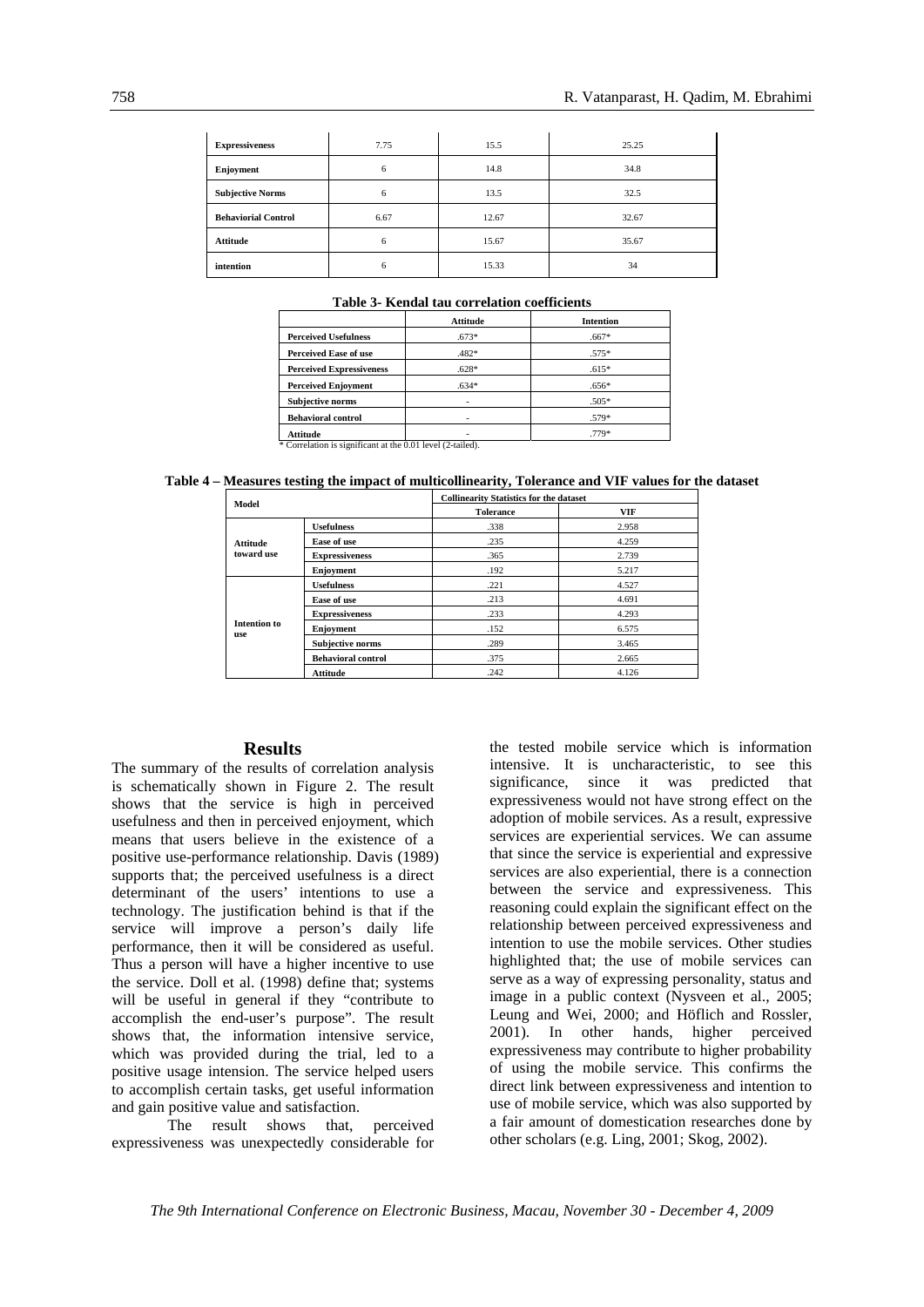| Expressiveness | 7.75 | 15.5 | 25.25 |
|---|---|---|---|
| Enjoyment | 6 | 14.8 | 34.8 |
| Subjective Norms | 6 | 13.5 | 32.5 |
| Behaviorial Control | 6.67 | 12.67 | 32.67 |
| Attitude | 6 | 15.67 | 35.67 |
| intention | 6 | 15.33 | 34 |

**Table 3- Kendal tau correlation coefficients**

| | Attitude | Intention |
|---|---|---|
| Perceived Usefulness | .673* | .667* |
| Perceived Ease of use | .482* | .575* |
| Perceived Expressiveness | .628* | .615* |
| Perceived Enjoyment | .634* | .656* |
| Subjective norms | - | .505* |
| Behavioral control | - | .579* |
| Attitude | - | .779* |

\* Correlation is significant at the 0.01 level (2-tailed).

**Table 4 – Measures testing the impact of multicollinearity, Tolerance and VIF values for the dataset**

| Model | | Collinearity Statistics for the dataset | |
|---|---|---|---|
| | | Tolerance | VIF |
| Attitude toward use | Usefulness | .338 | 2.958 |
| | Ease of use | .235 | 4.259 |
| | Expressiveness | .365 | 2.739 |
| | Enjoyment | .192 | 5.217 |
| Intention to use | Usefulness | .221 | 4.527 |
| | Ease of use | .213 | 4.691 |
| | Expressiveness | .233 | 4.293 |
| | Enjoyment | .152 | 6.575 |
| | Subjective norms | .289 | 3.465 |
| | Behavioral control | .375 | 2.665 |
| | Attitude | .242 | 4.126 |

## Results

The summary of the results of correlation analysis is schematically shown in Figure 2. The result shows that the service is high in perceived usefulness and then in perceived enjoyment, which means that users believe in the existence of a positive use-performance relationship. Davis (1989) supports that; the perceived usefulness is a direct determinant of the users' intentions to use a technology. The justification behind is that if the service will improve a person's daily life performance, then it will be considered as useful. Thus a person will have a higher incentive to use the service. Doll et al. (1998) define that; systems will be useful in general if they "contribute to accomplish the end-user's purpose". The result shows that, the information intensive service, which was provided during the trial, led to a positive usage intension. The service helped users to accomplish certain tasks, get useful information and gain positive value and satisfaction.

The result shows that, perceived expressiveness was unexpectedly considerable for the tested mobile service which is information intensive. It is uncharacteristic, to see this significance, since it was predicted that expressiveness would not have strong effect on the adoption of mobile services. As a result, expressive services are experiential services. We can assume that since the service is experiential and expressive services are also experiential, there is a connection between the service and expressiveness. This reasoning could explain the significant effect on the relationship between perceived expressiveness and intention to use the mobile services. Other studies highlighted that; the use of mobile services can serve as a way of expressing personality, status and image in a public context (Nysveen et al., 2005; Leung and Wei, 2000; and Höflich and Rossler, 2001). In other hands, higher perceived expressiveness may contribute to higher probability of using the mobile service. This confirms the direct link between expressiveness and intention to use of mobile service, which was also supported by a fair amount of domestication researches done by other scholars (e.g. Ling, 2001; Skog, 2002).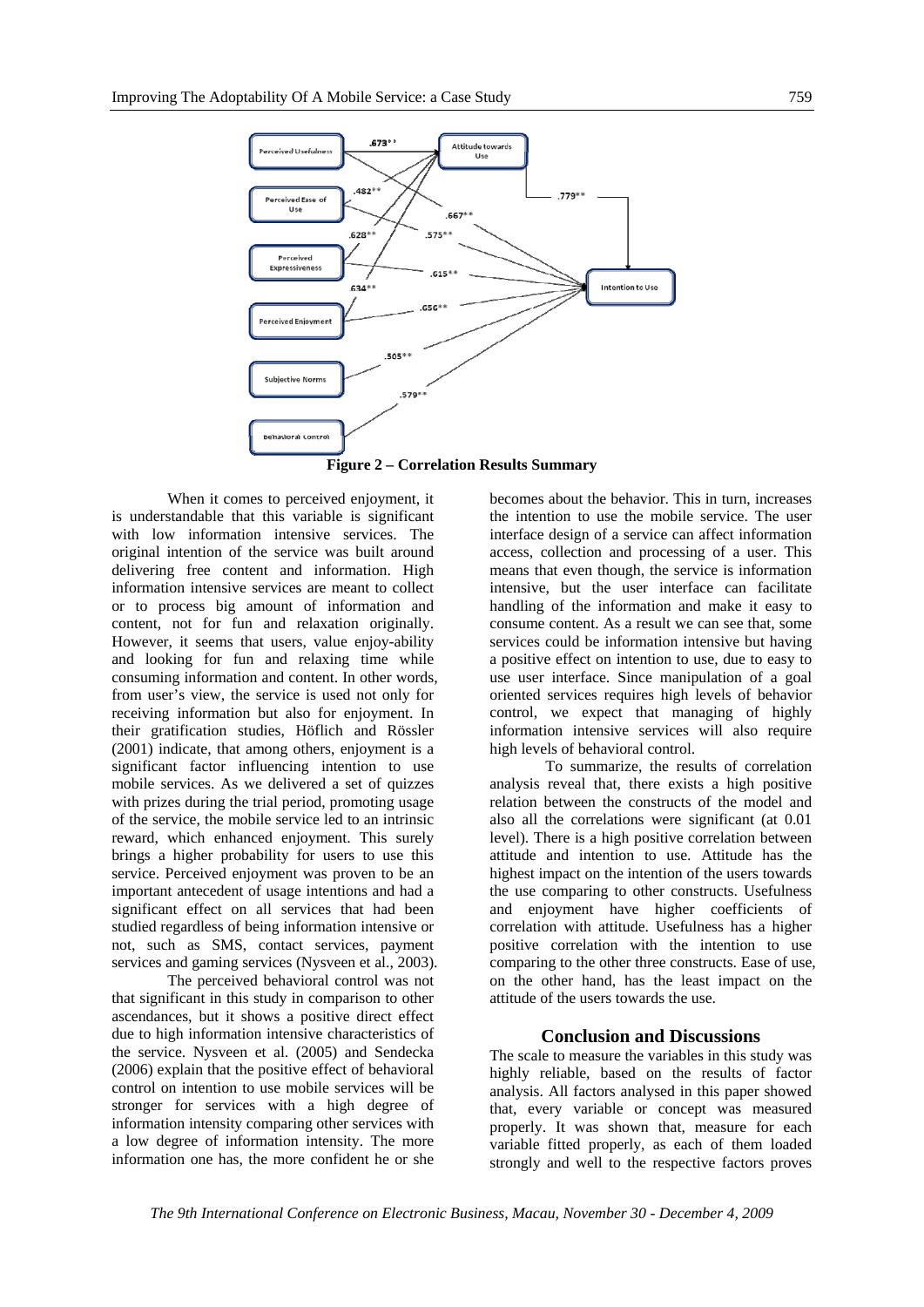**Figure 2 – Correlation Results Summary**

When it comes to perceived enjoyment, it is understandable that this variable is significant with low information intensive services. The original intention of the service was built around delivering free content and information. High information intensive services are meant to collect or to process big amount of information and content, not for fun and relaxation originally. However, it seems that users, value enjoy-ability and looking for fun and relaxing time while consuming information and content. In other words, from user's view, the service is used not only for receiving information but also for enjoyment. In their gratification studies, Höflich and Rössler (2001) indicate, that among others, enjoyment is a significant factor influencing intention to use mobile services. As we delivered a set of quizzes with prizes during the trial period, promoting usage of the service, the mobile service led to an intrinsic reward, which enhanced enjoyment. This surely brings a higher probability for users to use this service. Perceived enjoyment was proven to be an important antecedent of usage intentions and had a significant effect on all services that had been studied regardless of being information intensive or not, such as SMS, contact services, payment services and gaming services (Nysveen et al., 2003).

The perceived behavioral control was not that significant in this study in comparison to other ascendances, but it shows a positive direct effect due to high information intensive characteristics of the service. Nysveen et al. (2005) and Sendecka (2006) explain that the positive effect of behavioral control on intention to use mobile services will be stronger for services with a high degree of information intensity comparing other services with a low degree of information intensity. The more information one has, the more confident he or she becomes about the behavior. This in turn, increases the intention to use the mobile service. The user interface design of a service can affect information access, collection and processing of a user. This means that even though, the service is information intensive, but the user interface can facilitate handling of the information and make it easy to consume content. As a result we can see that, some services could be information intensive but having a positive effect on intention to use, due to easy to use user interface. Since manipulation of a goal oriented services requires high levels of behavior control, we expect that managing of highly information intensive services will also require high levels of behavioral control.

To summarize, the results of correlation analysis reveal that, there exists a high positive relation between the constructs of the model and also all the correlations were significant (at 0.01 level). There is a high positive correlation between attitude and intention to use. Attitude has the highest impact on the intention of the users towards the use comparing to other constructs. Usefulness and enjoyment have higher coefficients of correlation with attitude. Usefulness has a higher positive correlation with the intention to use comparing to the other three constructs. Ease of use, on the other hand, has the least impact on the attitude of the users towards the use.

## Conclusion and Discussions

The scale to measure the variables in this study was highly reliable, based on the results of factor analysis. All factors analysed in this paper showed that, every variable or concept was measured properly. It was shown that, measure for each variable fitted properly, as each of them loaded strongly and well to the respective factors proves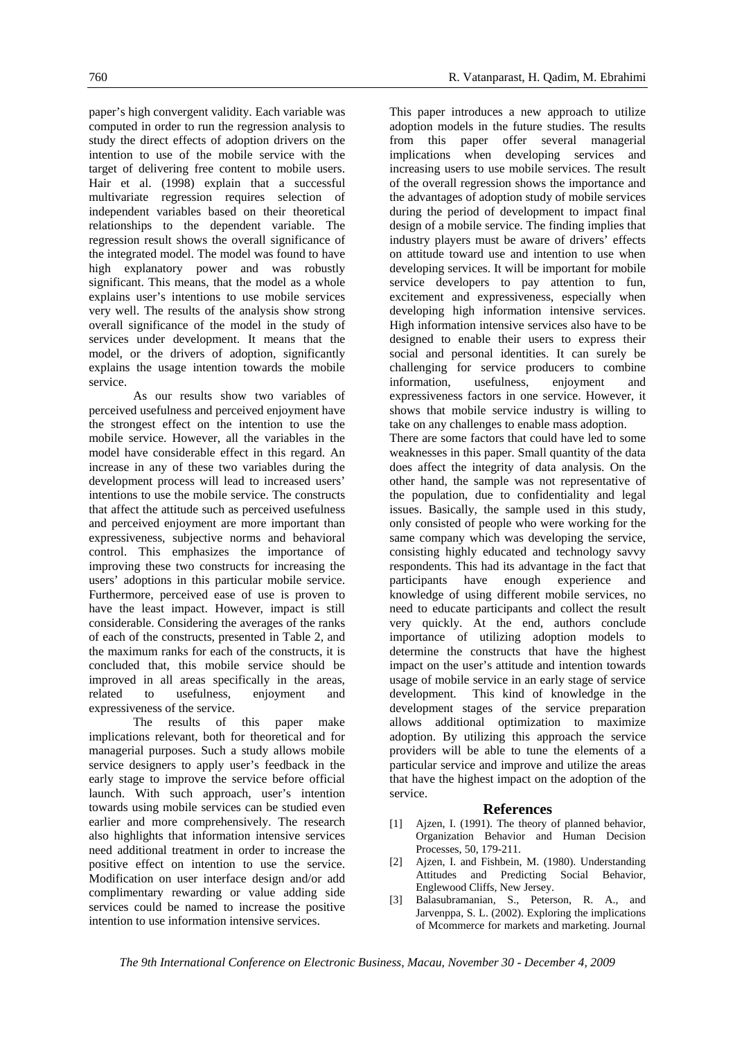paper's high convergent validity. Each variable was computed in order to run the regression analysis to study the direct effects of adoption drivers on the intention to use of the mobile service with the target of delivering free content to mobile users. Hair et al. (1998) explain that a successful multivariate regression requires selection of independent variables based on their theoretical relationships to the dependent variable. The regression result shows the overall significance of the integrated model. The model was found to have high explanatory power and was robustly significant. This means, that the model as a whole explains user's intentions to use mobile services very well. The results of the analysis show strong overall significance of the model in the study of services under development. It means that the model, or the drivers of adoption, significantly explains the usage intention towards the mobile service.

As our results show two variables of perceived usefulness and perceived enjoyment have the strongest effect on the intention to use the mobile service. However, all the variables in the model have considerable effect in this regard. An increase in any of these two variables during the development process will lead to increased users' intentions to use the mobile service. The constructs that affect the attitude such as perceived usefulness and perceived enjoyment are more important than expressiveness, subjective norms and behavioral control. This emphasizes the importance of improving these two constructs for increasing the users' adoptions in this particular mobile service. Furthermore, perceived ease of use is proven to have the least impact. However, impact is still considerable. Considering the averages of the ranks of each of the constructs, presented in Table 2, and the maximum ranks for each of the constructs, it is concluded that, this mobile service should be improved in all areas specifically in the areas, related to usefulness, enjoyment and expressiveness of the service.

The results of this paper make implications relevant, both for theoretical and for managerial purposes. Such a study allows mobile service designers to apply user's feedback in the early stage to improve the service before official launch. With such approach, user's intention towards using mobile services can be studied even earlier and more comprehensively. The research also highlights that information intensive services need additional treatment in order to increase the positive effect on intention to use the service. Modification on user interface design and/or add complimentary rewarding or value adding side services could be named to increase the positive intention to use information intensive services.

This paper introduces a new approach to utilize adoption models in the future studies. The results from this paper offer several managerial implications when developing services and increasing users to use mobile services. The result of the overall regression shows the importance and the advantages of adoption study of mobile services during the period of development to impact final design of a mobile service. The finding implies that industry players must be aware of drivers' effects on attitude toward use and intention to use when developing services. It will be important for mobile service developers to pay attention to fun, excitement and expressiveness, especially when developing high information intensive services. High information intensive services also have to be designed to enable their users to express their social and personal identities. It can surely be challenging for service producers to combine information, usefulness, enjoyment and expressiveness factors in one service. However, it shows that mobile service industry is willing to take on any challenges to enable mass adoption.

There are some factors that could have led to some weaknesses in this paper. Small quantity of the data does affect the integrity of data analysis. On the other hand, the sample was not representative of the population, due to confidentiality and legal issues. Basically, the sample used in this study, only consisted of people who were working for the same company which was developing the service, consisting highly educated and technology savvy respondents. This had its advantage in the fact that participants have enough experience and knowledge of using different mobile services, no need to educate participants and collect the result very quickly. At the end, authors conclude importance of utilizing adoption models to determine the constructs that have the highest impact on the user's attitude and intention towards usage of mobile service in an early stage of service development. This kind of knowledge in the development stages of the service preparation allows additional optimization to maximize adoption. By utilizing this approach the service providers will be able to tune the elements of a particular service and improve and utilize the areas that have the highest impact on the adoption of the service.

## References

[1] Ajzen, I. (1991). The theory of planned behavior, Organization Behavior and Human Decision Processes, 50, 179-211.

[2] Ajzen, I. and Fishbein, M. (1980). Understanding Attitudes and Predicting Social Behavior, Englewood Cliffs, New Jersey.

[3] Balasubramanian, S., Peterson, R. A., and Jarvenppa, S. L. (2002). Exploring the implications of Mcommerce for markets and marketing. Journal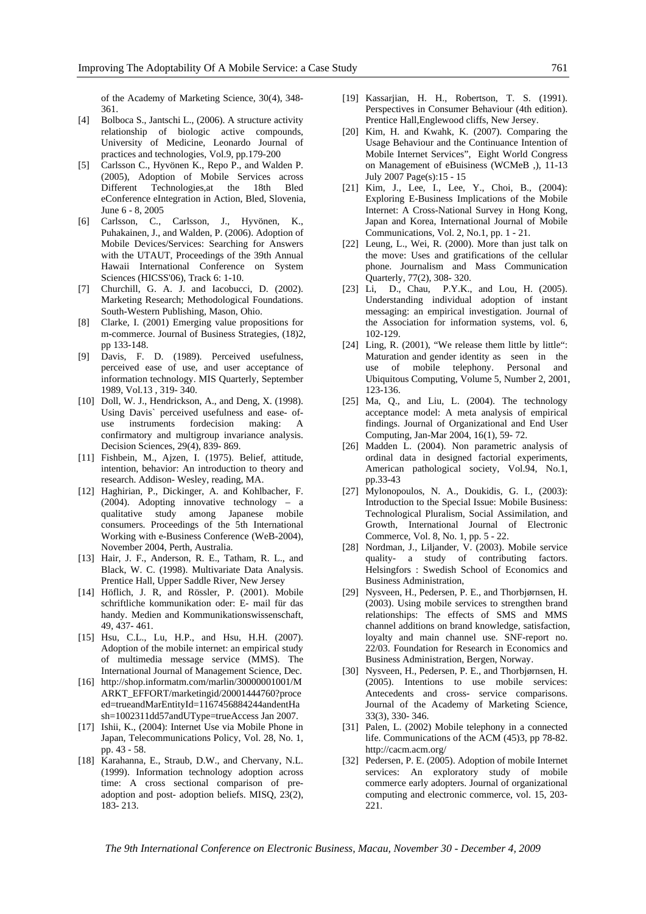of the Academy of Marketing Science, 30(4), 348-361.

[4] Bolboca S., Jantschi L., (2006). A structure activity relationship of biologic active compounds, University of Medicine, Leonardo Journal of practices and technologies, Vol.9, pp.179-200

[5] Carlsson C., Hyvönen K., Repo P., and Walden P. (2005), Adoption of Mobile Services across Different Technologies,at the 18th Bled eConference eIntegration in Action, Bled, Slovenia, June 6 - 8, 2005

[6] Carlsson, C., Carlsson, J., Hyvönen, K., Puhakainen, J., and Walden, P. (2006). Adoption of Mobile Devices/Services: Searching for Answers with the UTAUT, Proceedings of the 39th Annual Hawaii International Conference on System Sciences (HICSS'06), Track 6: 1-10.

[7] Churchill, G. A. J. and Iacobucci, D. (2002). Marketing Research; Methodological Foundations. South-Western Publishing, Mason, Ohio.

[8] Clarke, I. (2001) Emerging value propositions for m-commerce. Journal of Business Strategies, (18)2, pp 133-148.

[9] Davis, F. D. (1989). Perceived usefulness, perceived ease of use, and user acceptance of information technology. MIS Quarterly, September 1989, Vol.13 , 319- 340.

[10] Doll, W. J., Hendrickson, A., and Deng, X. (1998). Using Davis` perceived usefulness and ease- of-use instruments fordecision making: A confirmatory and multigroup invariance analysis. Decision Sciences, 29(4), 839- 869.

[11] Fishbein, M., Ajzen, I. (1975). Belief, attitude, intention, behavior: An introduction to theory and research. Addison- Wesley, reading, MA.

[12] Haghirian, P., Dickinger, A. and Kohlbacher, F. (2004). Adopting innovative technology – a qualitative study among Japanese mobile consumers. Proceedings of the 5th International Working with e-Business Conference (WeB-2004), November 2004, Perth, Australia.

[13] Hair, J. F., Anderson, R. E., Tatham, R. L., and Black, W. C. (1998). Multivariate Data Analysis. Prentice Hall, Upper Saddle River, New Jersey

[14] Höflich, J. R, and Rössler, P. (2001). Mobile schriftliche kommunikation oder: E- mail für das handy. Medien and Kommunikationswissenschaft, 49, 437- 461.

[15] Hsu, C.L., Lu, H.P., and Hsu, H.H. (2007). Adoption of the mobile internet: an empirical study of multimedia message service (MMS). The International Journal of Management Science, Dec.

[16] http://shop.informatm.com/marlin/30000001001/MARKT_EFFORT/marketingid/20001444760?proceed=trueandMarEntityId=1167456884244andentHash=1002311dd57andUType=trueAccess Jan 2007.

[17] Ishii, K., (2004): Internet Use via Mobile Phone in Japan, Telecommunications Policy, Vol. 28, No. 1, pp. 43 - 58.

[18] Karahanna, E., Straub, D.W., and Chervany, N.L. (1999). Information technology adoption across time: A cross sectional comparison of pre-adoption and post- adoption beliefs. MISQ, 23(2), 183- 213.

[19] Kassarjian, H. H., Robertson, T. S. (1991). Perspectives in Consumer Behaviour (4th edition). Prentice Hall,Englewood cliffs, New Jersey.

[20] Kim, H. and Kwahk, K. (2007). Comparing the Usage Behaviour and the Continuance Intention of Mobile Internet Services", Eight World Congress on Management of eBuisiness (WCMeB ,), 11-13 July 2007 Page(s):15 - 15

[21] Kim, J., Lee, I., Lee, Y., Choi, B., (2004): Exploring E-Business Implications of the Mobile Internet: A Cross-National Survey in Hong Kong, Japan and Korea, International Journal of Mobile Communications, Vol. 2, No.1, pp. 1 - 21.

[22] Leung, L., Wei, R. (2000). More than just talk on the move: Uses and gratifications of the cellular phone. Journalism and Mass Communication Quarterly, 77(2), 308- 320.

[23] Li, D., Chau, P.Y.K., and Lou, H. (2005). Understanding individual adoption of instant messaging: an empirical investigation. Journal of the Association for information systems, vol. 6, 102-129.

[24] Ling, R. (2001), "We release them little by little": Maturation and gender identity as seen in the use of mobile telephony. Personal and Ubiquitous Computing, Volume 5, Number 2, 2001, 123-136.

[25] Ma, Q., and Liu, L. (2004). The technology acceptance model: A meta analysis of empirical findings. Journal of Organizational and End User Computing, Jan-Mar 2004, 16(1), 59- 72.

[26] Madden L. (2004). Non parametric analysis of ordinal data in designed factorial experiments, American pathological society, Vol.94, No.1, pp.33-43

[27] Mylonopoulos, N. A., Doukidis, G. I., (2003): Introduction to the Special Issue: Mobile Business: Technological Pluralism, Social Assimilation, and Growth, International Journal of Electronic Commerce, Vol. 8, No. 1, pp. 5 - 22.

[28] Nordman, J., Liljander, V. (2003). Mobile service quality- a study of contributing factors. Helsingfors : Swedish School of Economics and Business Administration,

[29] Nysveen, H., Pedersen, P. E., and Thorbjørnsen, H. (2003). Using mobile services to strengthen brand relationships: The effects of SMS and MMS channel additions on brand knowledge, satisfaction, loyalty and main channel use. SNF-report no. 22/03. Foundation for Research in Economics and Business Administration, Bergen, Norway.

[30] Nysveen, H., Pedersen, P. E., and Thorbjørnsen, H. (2005). Intentions to use mobile services: Antecedents and cross- service comparisons. Journal of the Academy of Marketing Science, 33(3), 330- 346.

[31] Palen, L. (2002) Mobile telephony in a connected life. Communications of the ACM (45)3, pp 78-82. http://cacm.acm.org/

[32] Pedersen, P. E. (2005). Adoption of mobile Internet services: An exploratory study of mobile commerce early adopters. Journal of organizational computing and electronic commerce, vol. 15, 203-221.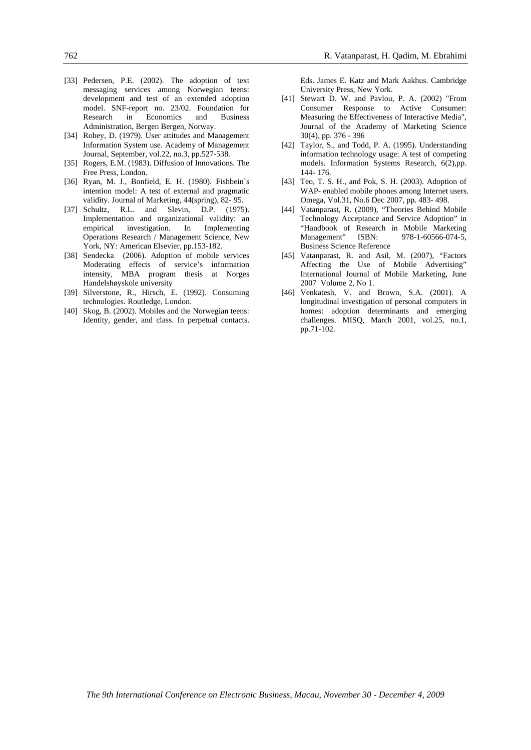[33] Pedersen, P.E. (2002). The adoption of text messaging services among Norwegian teens: development and test of an extended adoption model. SNF-report no. 23/02. Foundation for Research in Economics and Business Administration, Bergen Bergen, Norway.

[34] Robey, D. (1979). User attitudes and Management Information System use. Academy of Management Journal, September, vol.22, no.3, pp.527-538.

[35] Rogers, E.M. (1983). Diffusion of Innovations. The Free Press, London.

[36] Ryan, M. J., Bonfield, E. H. (1980). Fishbein`s intention model: A test of external and pragmatic validity. Journal of Marketing, 44(spring), 82- 95.

[37] Schultz, R.L. and Slevin, D.P. (1975). Implementation and organizational validity: an empirical investigation. In Implementing Operations Research / Management Science, New York, NY: American Elsevier, pp.153-182.

[38] Sendecka (2006). Adoption of mobile services Moderating effects of service's information intensity, MBA program thesis at Norges Handelshøyskole university

[39] Silverstone, R., Hirsch, E. (1992). Consuming technologies. Routledge, London.

[40] Skog, B. (2002). Mobiles and the Norwegian teens: Identity, gender, and class. In perpetual contacts. Eds. James E. Katz and Mark Aakhus. Cambridge University Press, New York.

[41] Stewart D. W. and Pavlou, P. A. (2002) "From Consumer Response to Active Consumer: Measuring the Effectiveness of Interactive Media", Journal of the Academy of Marketing Science 30(4), pp. 376 - 396

[42] Taylor, S., and Todd, P. A. (1995). Understanding information technology usage: A test of competing models. Information Systems Research, 6(2),pp. 144- 176.

[43] Teo, T. S. H., and Pok, S. H. (2003). Adoption of WAP- enabled mobile phones among Internet users. Omega, Vol.31, No.6 Dec 2007, pp. 483- 498.

[44] Vatanparast, R. (2009), "Theories Behind Mobile Technology Acceptance and Service Adoption" in "Handbook of Research in Mobile Marketing Management" ISBN: 978-1-60566-074-5, Business Science Reference

[45] Vatanparast, R. and Asil, M. (2007), "Factors Affecting the Use of Mobile Advertising" International Journal of Mobile Marketing, June 2007 Volume 2, No 1.

[46] Venkatesh, V. and Brown, S.A. (2001). A longitudinal investigation of personal computers in homes: adoption determinants and emerging challenges. MISQ, March 2001, vol.25, no.1, pp.71-102.